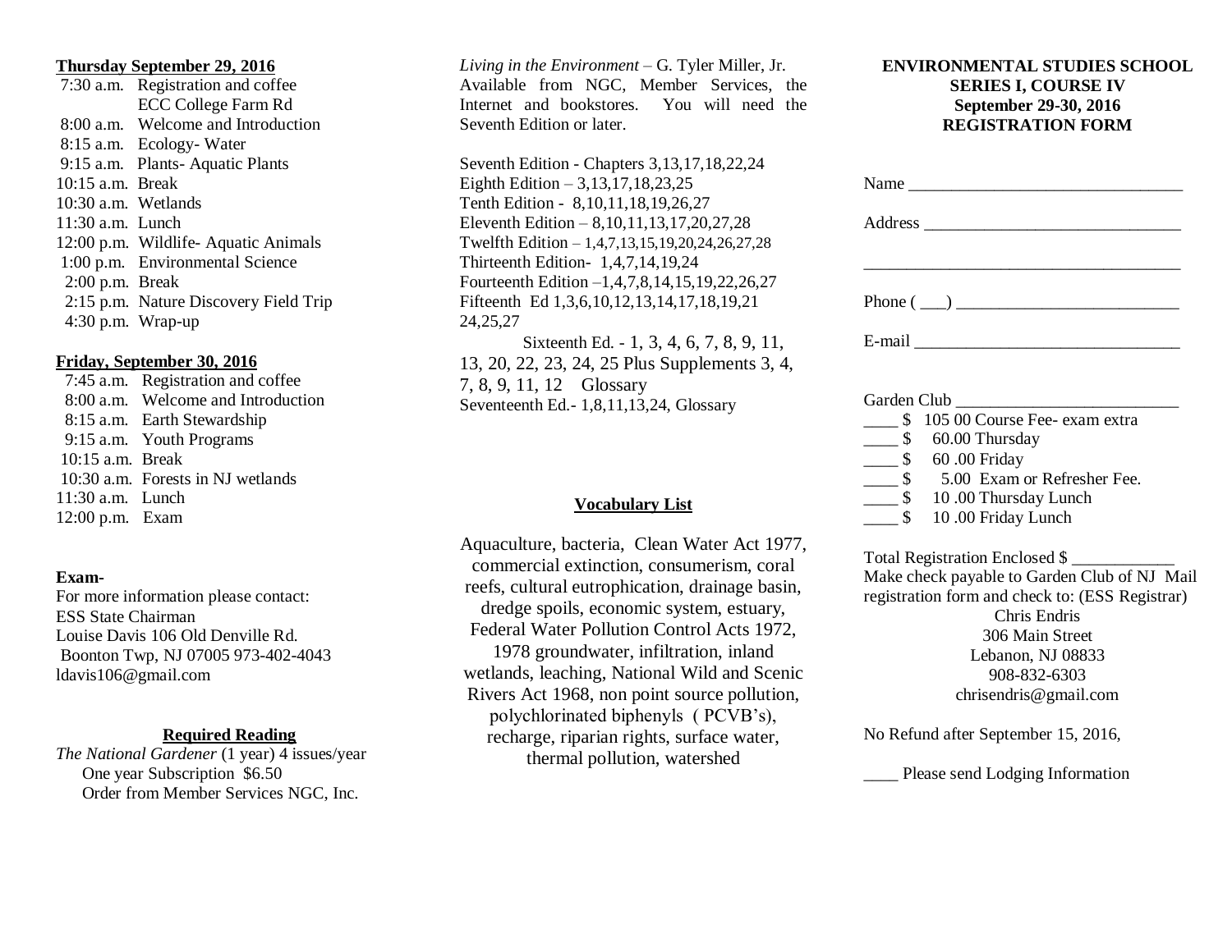**Thursday September 29, 2016**

| | |
|---|---|
| 7:30 a.m. | Registration and coffee<br>ECC College Farm Rd |
| 8:00 a.m. | Welcome and Introduction |
| 8:15 a.m. | Ecology- Water |
| 9:15 a.m. | Plants- Aquatic Plants |
| 10:15 a.m. | Break |
| 10:30 a.m. | Wetlands |
| 11:30 a.m. | Lunch |
| 12:00 p.m. | Wildlife- Aquatic Animals |
| 1:00 p.m. | Environmental Science |
| 2:00 p.m. | Break |
| 2:15 p.m. | Nature Discovery Field Trip |
| 4:30 p.m. | Wrap-up |

**Friday, September 30, 2016**

| | |
|---|---|
| 7:45 a.m. | Registration and coffee |
| 8:00 a.m. | Welcome and Introduction |
| 8:15 a.m. | Earth Stewardship |
| 9:15 a.m. | Youth Programs |
| 10:15 a.m. | Break |
| 10:30 a.m. | Forests in NJ wetlands |
| 11:30 a.m. | Lunch |
| 12:00 p.m. | Exam |

**Exam-**

For more information please contact:
ESS State Chairman
Louise Davis 106 Old Denville Rd.
Boonton Twp, NJ 07005 973-402-4043
ldavis106@gmail.com

**Required Reading**

*The National Gardener* (1 year) 4 issues/year
One year Subscription $6.50
Order from Member Services NGC, Inc.

*Living in the Environment* – G. Tyler Miller, Jr. Available from NGC, Member Services, the Internet and bookstores. You will need the Seventh Edition or later.

Seventh Edition - Chapters 3,13,17,18,22,24
Eighth Edition – 3,13,17,18,23,25
Tenth Edition - 8,10,11,18,19,26,27
Eleventh Edition – 8,10,11,13,17,20,27,28
Twelfth Edition – 1,4,7,13,15,19,20,24,26,27,28
Thirteenth Edition- 1,4,7,14,19,24
Fourteenth Edition –1,4,7,8,14,15,19,22,26,27
Fifteenth Ed 1,3,6,10,12,13,14,17,18,19,21 24,25,27
Sixteenth Ed. - 1, 3, 4, 6, 7, 8, 9, 11, 13, 20, 22, 23, 24, 25 Plus Supplements 3, 4, 7, 8, 9, 11, 12 Glossary
Seventeenth Ed.- 1,8,11,13,24, Glossary

**Vocabulary List**

Aquaculture, bacteria, Clean Water Act 1977, commercial extinction, consumerism, coral reefs, cultural eutrophication, drainage basin, dredge spoils, economic system, estuary, Federal Water Pollution Control Acts 1972, 1978 groundwater, infiltration, inland wetlands, leaching, National Wild and Scenic Rivers Act 1968, non point source pollution, polychlorinated biphenyls ( PCVB's), recharge, riparian rights, surface water, thermal pollution, watershed

**ENVIRONMENTAL STUDIES SCHOOL**
**SERIES I, COURSE IV**
**September 29-30, 2016**
**REGISTRATION FORM**

Name ________________________________

Address ______________________________

_____________________________________

Phone ( ___) __________________________

E-mail ________________________________

Garden Club __________________________

____ $ 105 00 Course Fee- exam extra
____ $ 60.00 Thursday
____ $ 60 .00 Friday
____ $ 5.00 Exam or Refresher Fee.
____ $ 10 .00 Thursday Lunch
____ $ 10 .00 Friday Lunch

Total Registration Enclosed $ ____________
Make check payable to Garden Club of NJ Mail registration form and check to: (ESS Registrar)
Chris Endris
306 Main Street
Lebanon, NJ 08833
908-832-6303
chrisendris@gmail.com

No Refund after September 15, 2016,

____ Please send Lodging Information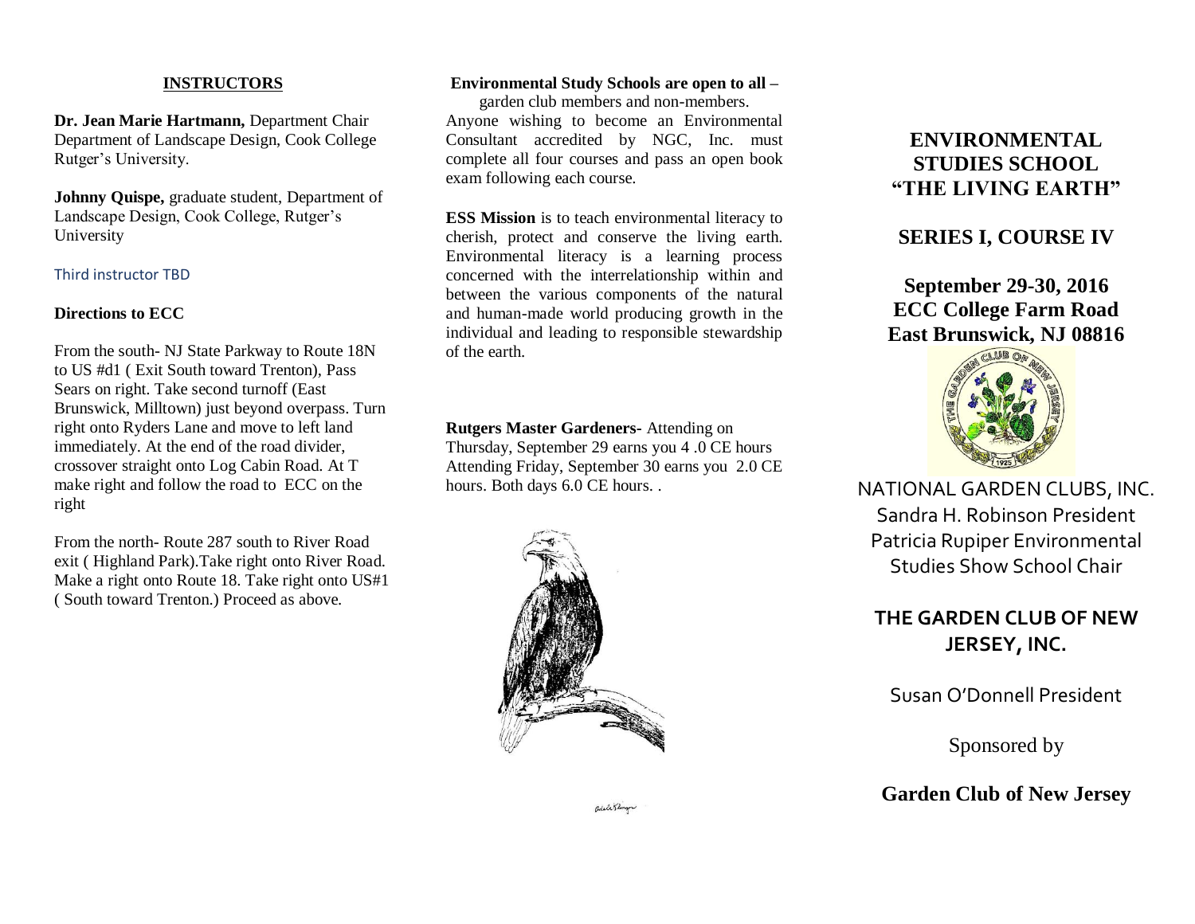## INSTRUCTORS

**Dr. Jean Marie Hartmann,** Department Chair Department of Landscape Design, Cook College Rutger's University.

**Johnny Quispe,** graduate student, Department of Landscape Design, Cook College, Rutger's University

Third instructor TBD

**Directions to ECC**

From the south- NJ State Parkway to Route 18N to US #d1 ( Exit South toward Trenton), Pass Sears on right. Take second turnoff (East Brunswick, Milltown) just beyond overpass. Turn right onto Ryders Lane and move to left land immediately. At the end of the road divider, crossover straight onto Log Cabin Road. At T make right and follow the road to ECC on the right

From the north- Route 287 south to River Road exit ( Highland Park).Take right onto River Road. Make a right onto Route 18. Take right onto US#1 ( South toward Trenton.) Proceed as above.

**Environmental Study Schools are open to all –** garden club members and non-members. Anyone wishing to become an Environmental Consultant accredited by NGC, Inc. must complete all four courses and pass an open book exam following each course.

**ESS Mission** is to teach environmental literacy to cherish, protect and conserve the living earth. Environmental literacy is a learning process concerned with the interrelationship within and between the various components of the natural and human-made world producing growth in the individual and leading to responsible stewardship of the earth.

**Rutgers Master Gardeners-** Attending on Thursday, September 29 earns you 4 .0 CE hours Attending Friday, September 30 earns you 2.0 CE hours. Both days 6.0 CE hours. .

# ENVIRONMENTAL STUDIES SCHOOL "THE LIVING EARTH"

## SERIES I, COURSE IV

## September 29-30, 2016
## ECC College Farm Road
## East Brunswick, NJ 08816

NATIONAL GARDEN CLUBS, INC.
Sandra H. Robinson President
Patricia Rupiper Environmental Studies Show School Chair

**THE GARDEN CLUB OF NEW JERSEY, INC.**

Susan O'Donnell President

Sponsored by

**Garden Club of New Jersey**